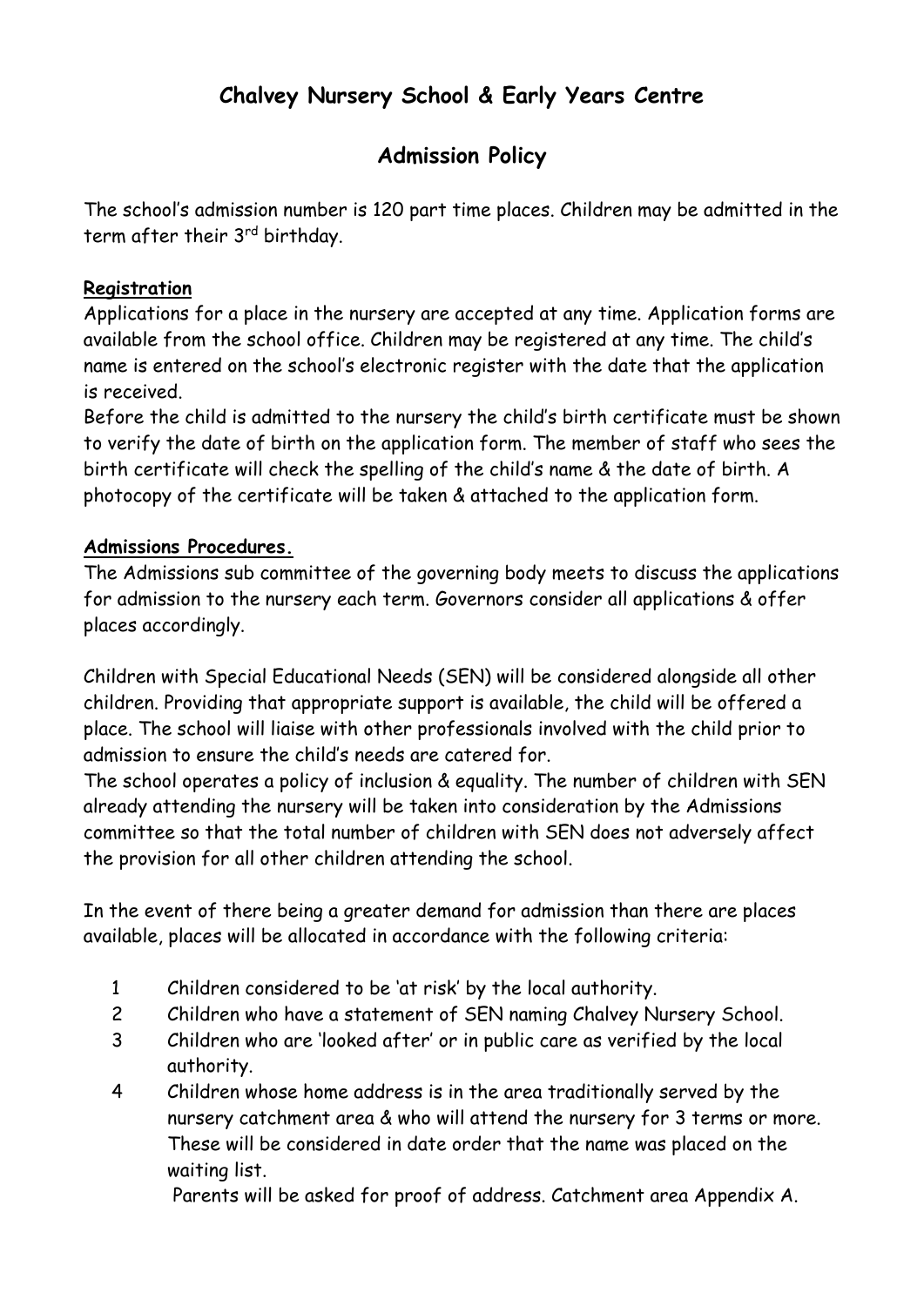# Chalvey Nursery School & Early Years Centre

## Admission Policy

The school's admission number is 120 part time places. Children may be admitted in the term after their 3rd birthday.

**Registration**

Applications for a place in the nursery are accepted at any time. Application forms are available from the school office. Children may be registered at any time. The child's name is entered on the school's electronic register with the date that the application is received.

Before the child is admitted to the nursery the child's birth certificate must be shown to verify the date of birth on the application form. The member of staff who sees the birth certificate will check the spelling of the child's name & the date of birth. A photocopy of the certificate will be taken & attached to the application form.

**Admissions Procedures.**

The Admissions sub committee of the governing body meets to discuss the applications for admission to the nursery each term. Governors consider all applications & offer places accordingly.

Children with Special Educational Needs (SEN) will be considered alongside all other children. Providing that appropriate support is available, the child will be offered a place. The school will liaise with other professionals involved with the child prior to admission to ensure the child's needs are catered for.

The school operates a policy of inclusion & equality. The number of children with SEN already attending the nursery will be taken into consideration by the Admissions committee so that the total number of children with SEN does not adversely affect the provision for all other children attending the school.

In the event of there being a greater demand for admission than there are places available, places will be allocated in accordance with the following criteria:

1. Children considered to be 'at risk' by the local authority.
2. Children who have a statement of SEN naming Chalvey Nursery School.
3. Children who are 'looked after' or in public care as verified by the local authority.
4. Children whose home address is in the area traditionally served by the nursery catchment area & who will attend the nursery for 3 terms or more. These will be considered in date order that the name was placed on the waiting list.

   Parents will be asked for proof of address. Catchment area Appendix A.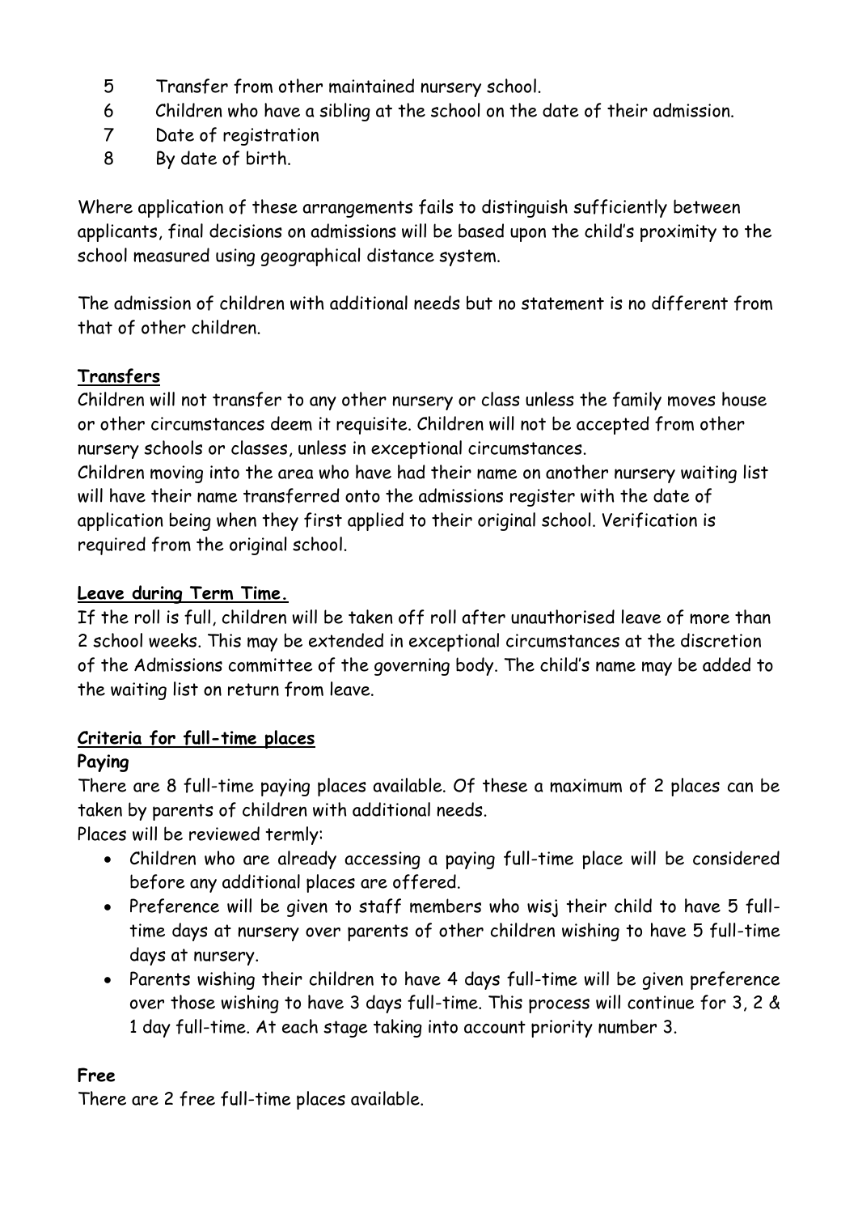5. Transfer from other maintained nursery school.
6. Children who have a sibling at the school on the date of their admission.
7. Date of registration
8. By date of birth.

Where application of these arrangements fails to distinguish sufficiently between applicants, final decisions on admissions will be based upon the child's proximity to the school measured using geographical distance system.

The admission of children with additional needs but no statement is no different from that of other children.

**Transfers**

Children will not transfer to any other nursery or class unless the family moves house or other circumstances deem it requisite. Children will not be accepted from other nursery schools or classes, unless in exceptional circumstances.

Children moving into the area who have had their name on another nursery waiting list will have their name transferred onto the admissions register with the date of application being when they first applied to their original school. Verification is required from the original school.

**Leave during Term Time.**

If the roll is full, children will be taken off roll after unauthorised leave of more than 2 school weeks. This may be extended in exceptional circumstances at the discretion of the Admissions committee of the governing body. The child's name may be added to the waiting list on return from leave.

**Criteria for full-time places**

**Paying**

There are 8 full-time paying places available. Of these a maximum of 2 places can be taken by parents of children with additional needs.

Places will be reviewed termly:

- Children who are already accessing a paying full-time place will be considered before any additional places are offered.
- Preference will be given to staff members who wisj their child to have 5 full-time days at nursery over parents of other children wishing to have 5 full-time days at nursery.
- Parents wishing their children to have 4 days full-time will be given preference over those wishing to have 3 days full-time. This process will continue for 3, 2 & 1 day full-time. At each stage taking into account priority number 3.

**Free**

There are 2 free full-time places available.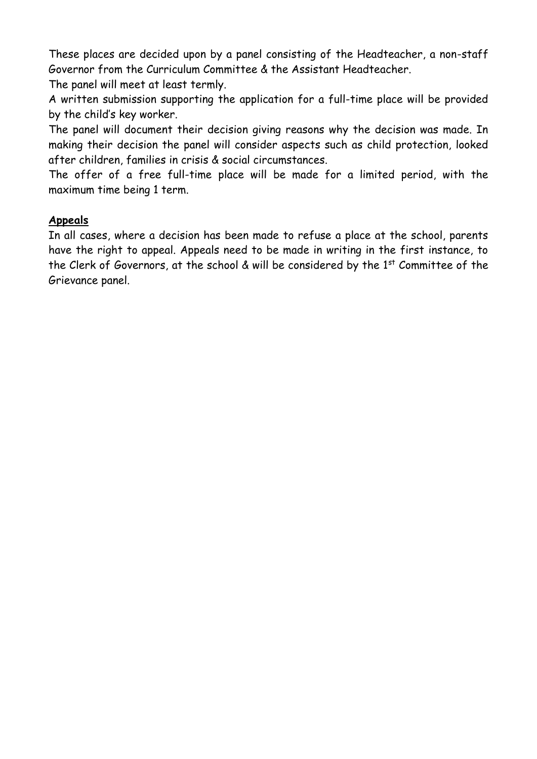These places are decided upon by a panel consisting of the Headteacher, a non-staff Governor from the Curriculum Committee & the Assistant Headteacher.

The panel will meet at least termly.

A written submission supporting the application for a full-time place will be provided by the child's key worker.

The panel will document their decision giving reasons why the decision was made. In making their decision the panel will consider aspects such as child protection, looked after children, families in crisis & social circumstances.

The offer of a free full-time place will be made for a limited period, with the maximum time being 1 term.

**Appeals**

In all cases, where a decision has been made to refuse a place at the school, parents have the right to appeal. Appeals need to be made in writing in the first instance, to the Clerk of Governors, at the school & will be considered by the 1st Committee of the Grievance panel.